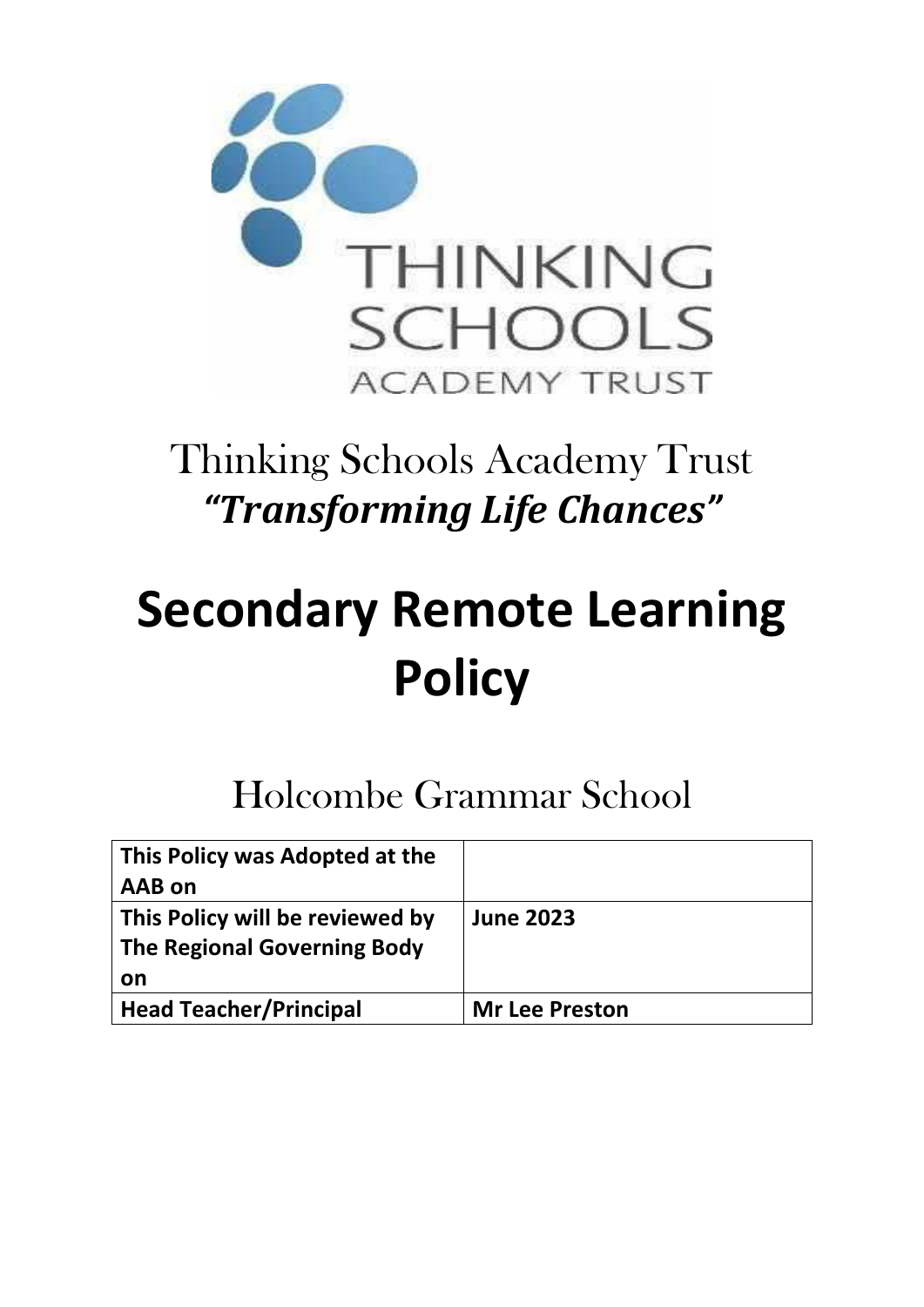THINKING SCHOOLS ACADEMY TRUST

Thinking Schools Academy Trust

***"Transforming Life Chances"***

# Secondary Remote Learning Policy

## Holcombe Grammar School

| This Policy was Adopted at the AAB on | |
|---|---|
| This Policy will be reviewed by The Regional Governing Body on | June 2023 |
| Head Teacher/Principal | Mr Lee Preston |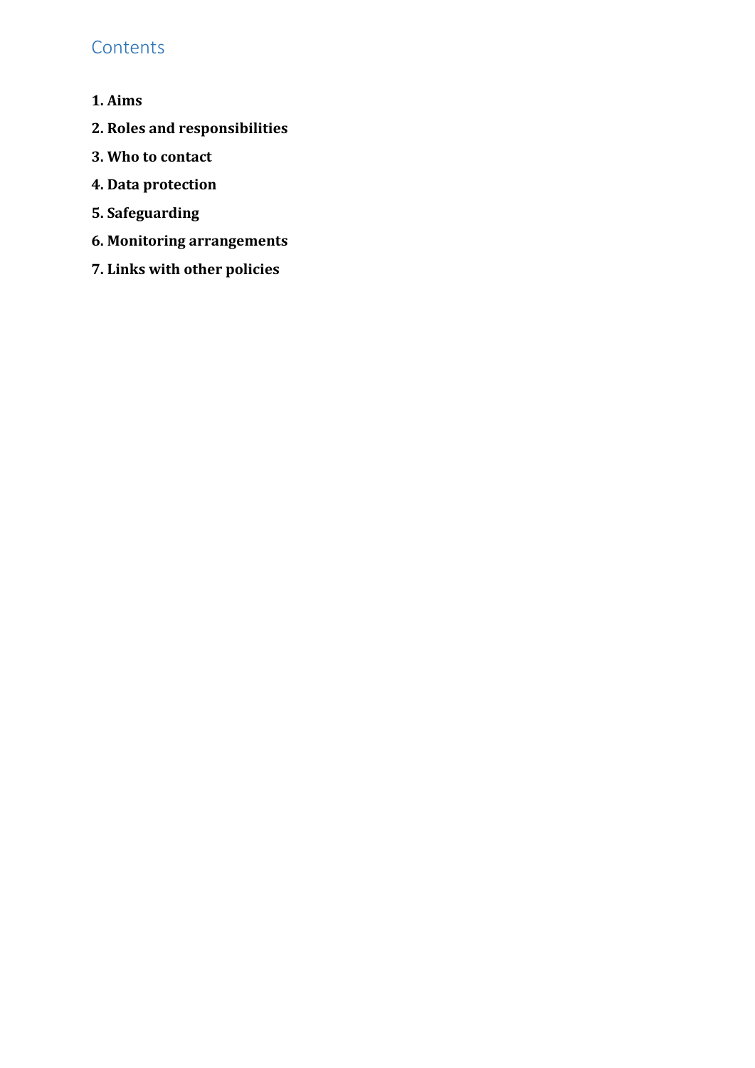# Contents

**1. Aims**

**2. Roles and responsibilities**

**3. Who to contact**

**4. Data protection**

**5. Safeguarding**

**6. Monitoring arrangements**

**7. Links with other policies**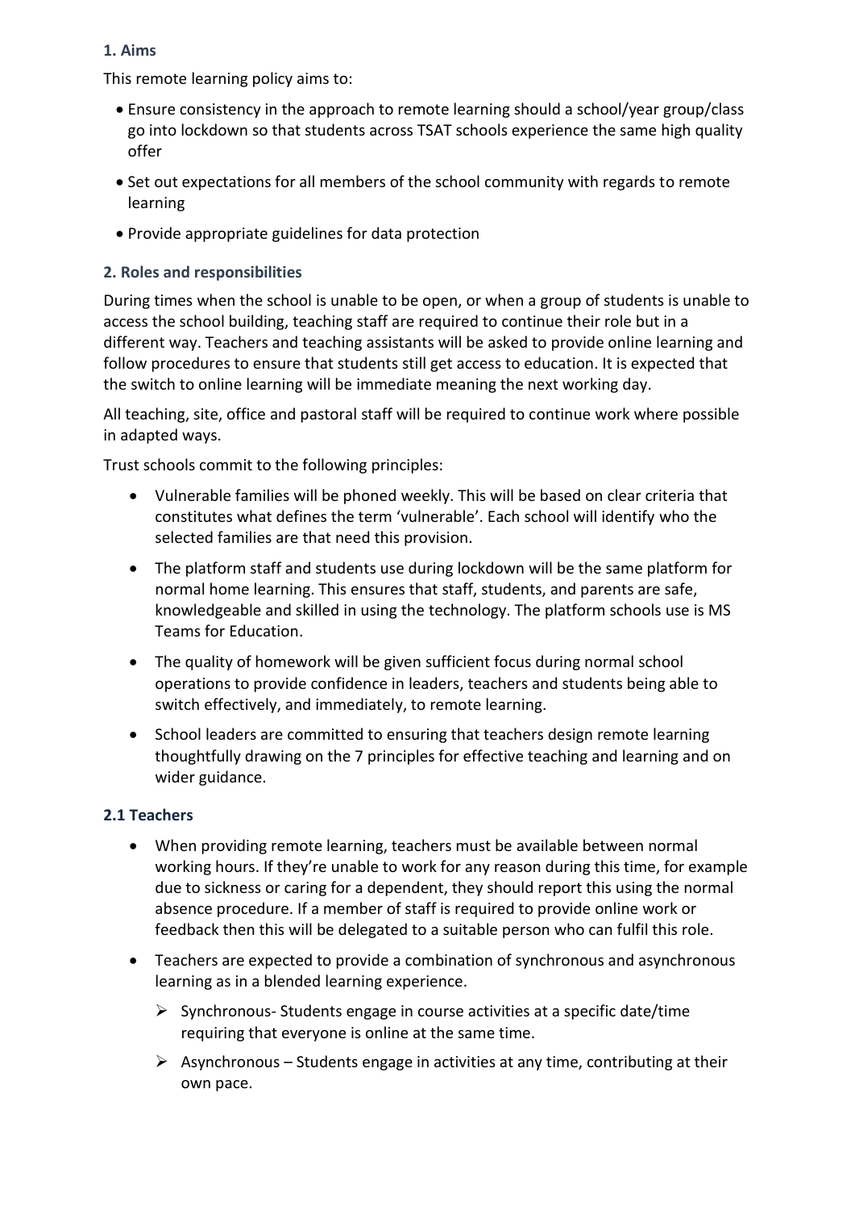### 1. Aims

This remote learning policy aims to:

- Ensure consistency in the approach to remote learning should a school/year group/class go into lockdown so that students across TSAT schools experience the same high quality offer
- Set out expectations for all members of the school community with regards to remote learning
- Provide appropriate guidelines for data protection

### 2. Roles and responsibilities

During times when the school is unable to be open, or when a group of students is unable to access the school building, teaching staff are required to continue their role but in a different way. Teachers and teaching assistants will be asked to provide online learning and follow procedures to ensure that students still get access to education. It is expected that the switch to online learning will be immediate meaning the next working day.

All teaching, site, office and pastoral staff will be required to continue work where possible in adapted ways.

Trust schools commit to the following principles:

- Vulnerable families will be phoned weekly. This will be based on clear criteria that constitutes what defines the term 'vulnerable'. Each school will identify who the selected families are that need this provision.
- The platform staff and students use during lockdown will be the same platform for normal home learning. This ensures that staff, students, and parents are safe, knowledgeable and skilled in using the technology. The platform schools use is MS Teams for Education.
- The quality of homework will be given sufficient focus during normal school operations to provide confidence in leaders, teachers and students being able to switch effectively, and immediately, to remote learning.
- School leaders are committed to ensuring that teachers design remote learning thoughtfully drawing on the 7 principles for effective teaching and learning and on wider guidance.

### 2.1 Teachers

- When providing remote learning, teachers must be available between normal working hours. If they're unable to work for any reason during this time, for example due to sickness or caring for a dependent, they should report this using the normal absence procedure. If a member of staff is required to provide online work or feedback then this will be delegated to a suitable person who can fulfil this role.
- Teachers are expected to provide a combination of synchronous and asynchronous learning as in a blended learning experience.
  - Synchronous- Students engage in course activities at a specific date/time requiring that everyone is online at the same time.
  - Asynchronous – Students engage in activities at any time, contributing at their own pace.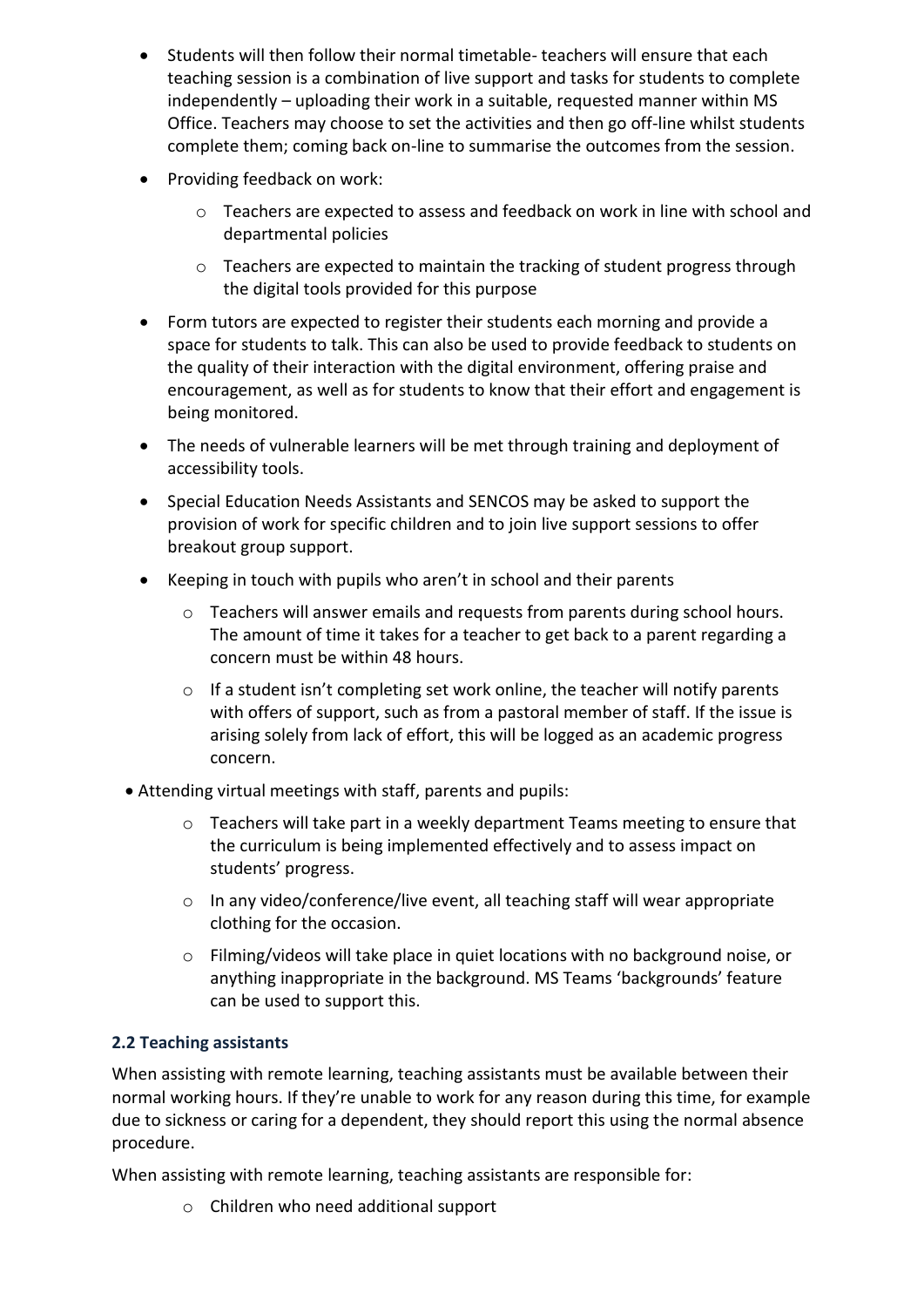- Students will then follow their normal timetable- teachers will ensure that each teaching session is a combination of live support and tasks for students to complete independently – uploading their work in a suitable, requested manner within MS Office. Teachers may choose to set the activities and then go off-line whilst students complete them; coming back on-line to summarise the outcomes from the session.
- Providing feedback on work:
  - Teachers are expected to assess and feedback on work in line with school and departmental policies
  - Teachers are expected to maintain the tracking of student progress through the digital tools provided for this purpose
- Form tutors are expected to register their students each morning and provide a space for students to talk. This can also be used to provide feedback to students on the quality of their interaction with the digital environment, offering praise and encouragement, as well as for students to know that their effort and engagement is being monitored.
- The needs of vulnerable learners will be met through training and deployment of accessibility tools.
- Special Education Needs Assistants and SENCOS may be asked to support the provision of work for specific children and to join live support sessions to offer breakout group support.
- Keeping in touch with pupils who aren't in school and their parents
  - Teachers will answer emails and requests from parents during school hours. The amount of time it takes for a teacher to get back to a parent regarding a concern must be within 48 hours.
  - If a student isn't completing set work online, the teacher will notify parents with offers of support, such as from a pastoral member of staff. If the issue is arising solely from lack of effort, this will be logged as an academic progress concern.
- Attending virtual meetings with staff, parents and pupils:
  - Teachers will take part in a weekly department Teams meeting to ensure that the curriculum is being implemented effectively and to assess impact on students' progress.
  - In any video/conference/live event, all teaching staff will wear appropriate clothing for the occasion.
  - Filming/videos will take place in quiet locations with no background noise, or anything inappropriate in the background. MS Teams 'backgrounds' feature can be used to support this.

### 2.2 Teaching assistants

When assisting with remote learning, teaching assistants must be available between their normal working hours. If they're unable to work for any reason during this time, for example due to sickness or caring for a dependent, they should report this using the normal absence procedure.

When assisting with remote learning, teaching assistants are responsible for:

- Children who need additional support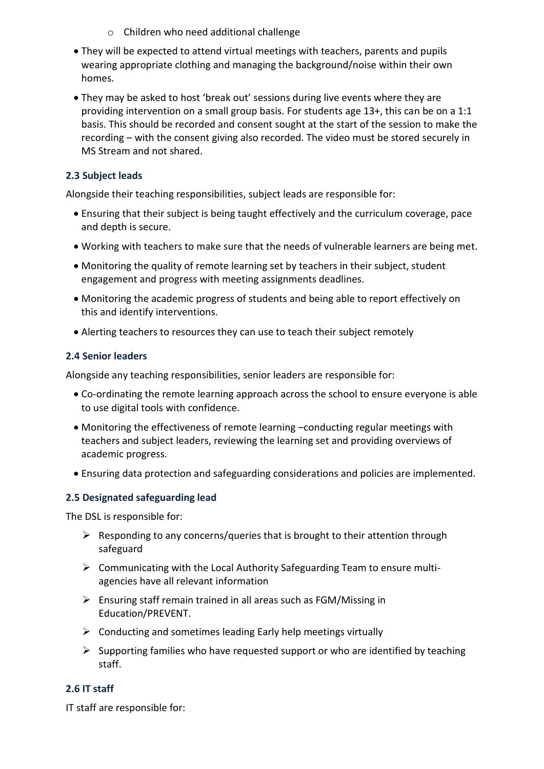- Children who need additional challenge

- They will be expected to attend virtual meetings with teachers, parents and pupils wearing appropriate clothing and managing the background/noise within their own homes.
- They may be asked to host 'break out' sessions during live events where they are providing intervention on a small group basis. For students age 13+, this can be on a 1:1 basis. This should be recorded and consent sought at the start of the session to make the recording – with the consent giving also recorded. The video must be stored securely in MS Stream and not shared.

### 2.3 Subject leads

Alongside their teaching responsibilities, subject leads are responsible for:

- Ensuring that their subject is being taught effectively and the curriculum coverage, pace and depth is secure.
- Working with teachers to make sure that the needs of vulnerable learners are being met.
- Monitoring the quality of remote learning set by teachers in their subject, student engagement and progress with meeting assignments deadlines.
- Monitoring the academic progress of students and being able to report effectively on this and identify interventions.
- Alerting teachers to resources they can use to teach their subject remotely

### 2.4 Senior leaders

Alongside any teaching responsibilities, senior leaders are responsible for:

- Co-ordinating the remote learning approach across the school to ensure everyone is able to use digital tools with confidence.
- Monitoring the effectiveness of remote learning –conducting regular meetings with teachers and subject leaders, reviewing the learning set and providing overviews of academic progress.
- Ensuring data protection and safeguarding considerations and policies are implemented.

### 2.5 Designated safeguarding lead

The DSL is responsible for:

- Responding to any concerns/queries that is brought to their attention through safeguard
- Communicating with the Local Authority Safeguarding Team to ensure multi-agencies have all relevant information
- Ensuring staff remain trained in all areas such as FGM/Missing in Education/PREVENT.
- Conducting and sometimes leading Early help meetings virtually
- Supporting families who have requested support or who are identified by teaching staff.

### 2.6 IT staff

IT staff are responsible for: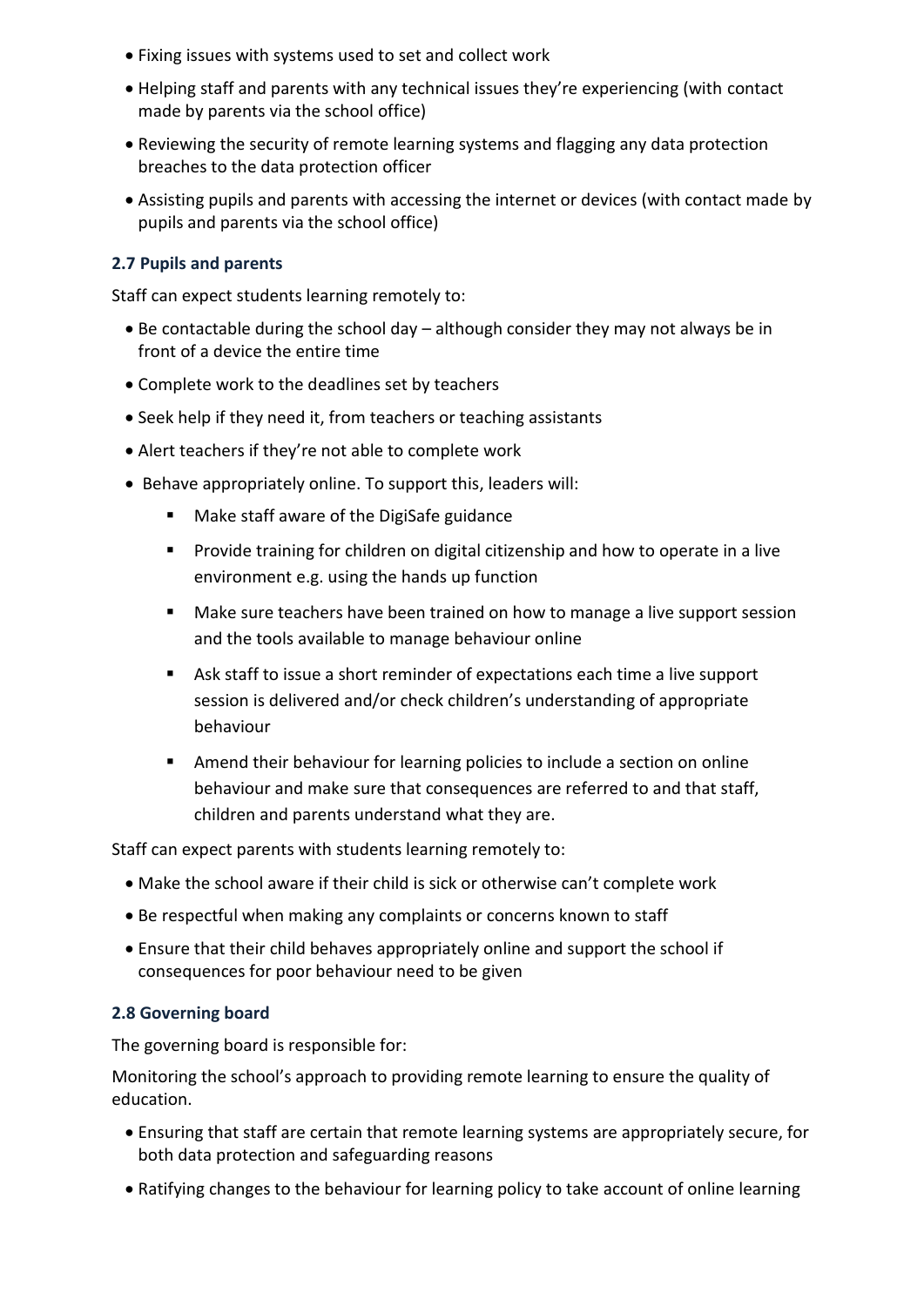- Fixing issues with systems used to set and collect work
- Helping staff and parents with any technical issues they're experiencing (with contact made by parents via the school office)
- Reviewing the security of remote learning systems and flagging any data protection breaches to the data protection officer
- Assisting pupils and parents with accessing the internet or devices (with contact made by pupils and parents via the school office)

### 2.7 Pupils and parents

Staff can expect students learning remotely to:

- Be contactable during the school day – although consider they may not always be in front of a device the entire time
- Complete work to the deadlines set by teachers
- Seek help if they need it, from teachers or teaching assistants
- Alert teachers if they're not able to complete work
- Behave appropriately online. To support this, leaders will:
  - Make staff aware of the DigiSafe guidance
  - Provide training for children on digital citizenship and how to operate in a live environment e.g. using the hands up function
  - Make sure teachers have been trained on how to manage a live support session and the tools available to manage behaviour online
  - Ask staff to issue a short reminder of expectations each time a live support session is delivered and/or check children's understanding of appropriate behaviour
  - Amend their behaviour for learning policies to include a section on online behaviour and make sure that consequences are referred to and that staff, children and parents understand what they are.

Staff can expect parents with students learning remotely to:

- Make the school aware if their child is sick or otherwise can't complete work
- Be respectful when making any complaints or concerns known to staff
- Ensure that their child behaves appropriately online and support the school if consequences for poor behaviour need to be given

### 2.8 Governing board

The governing board is responsible for:

Monitoring the school's approach to providing remote learning to ensure the quality of education.

- Ensuring that staff are certain that remote learning systems are appropriately secure, for both data protection and safeguarding reasons
- Ratifying changes to the behaviour for learning policy to take account of online learning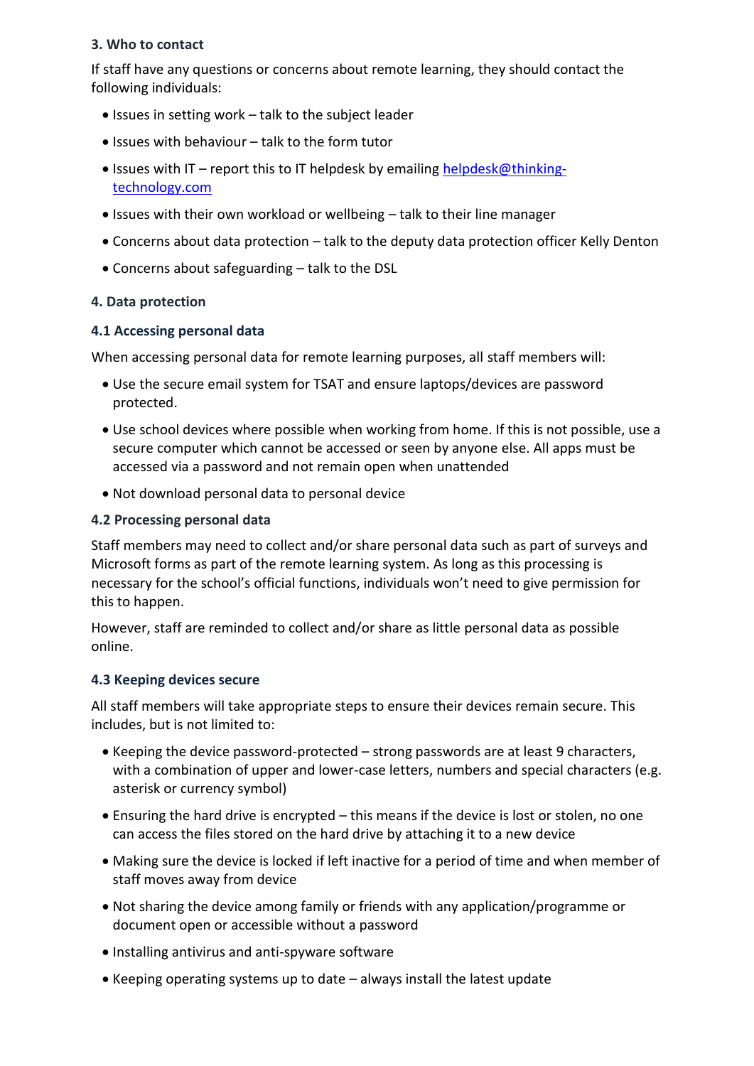## 3. Who to contact

If staff have any questions or concerns about remote learning, they should contact the following individuals:

- Issues in setting work – talk to the subject leader
- Issues with behaviour – talk to the form tutor
- Issues with IT – report this to IT helpdesk by emailing helpdesk@thinking-technology.com
- Issues with their own workload or wellbeing – talk to their line manager
- Concerns about data protection – talk to the deputy data protection officer Kelly Denton
- Concerns about safeguarding – talk to the DSL

## 4. Data protection

### 4.1 Accessing personal data

When accessing personal data for remote learning purposes, all staff members will:

- Use the secure email system for TSAT and ensure laptops/devices are password protected.
- Use school devices where possible when working from home. If this is not possible, use a secure computer which cannot be accessed or seen by anyone else. All apps must be accessed via a password and not remain open when unattended
- Not download personal data to personal device

### 4.2 Processing personal data

Staff members may need to collect and/or share personal data such as part of surveys and Microsoft forms as part of the remote learning system. As long as this processing is necessary for the school's official functions, individuals won't need to give permission for this to happen.

However, staff are reminded to collect and/or share as little personal data as possible online.

### 4.3 Keeping devices secure

All staff members will take appropriate steps to ensure their devices remain secure. This includes, but is not limited to:

- Keeping the device password-protected – strong passwords are at least 9 characters, with a combination of upper and lower-case letters, numbers and special characters (e.g. asterisk or currency symbol)
- Ensuring the hard drive is encrypted – this means if the device is lost or stolen, no one can access the files stored on the hard drive by attaching it to a new device
- Making sure the device is locked if left inactive for a period of time and when member of staff moves away from device
- Not sharing the device among family or friends with any application/programme or document open or accessible without a password
- Installing antivirus and anti-spyware software
- Keeping operating systems up to date – always install the latest update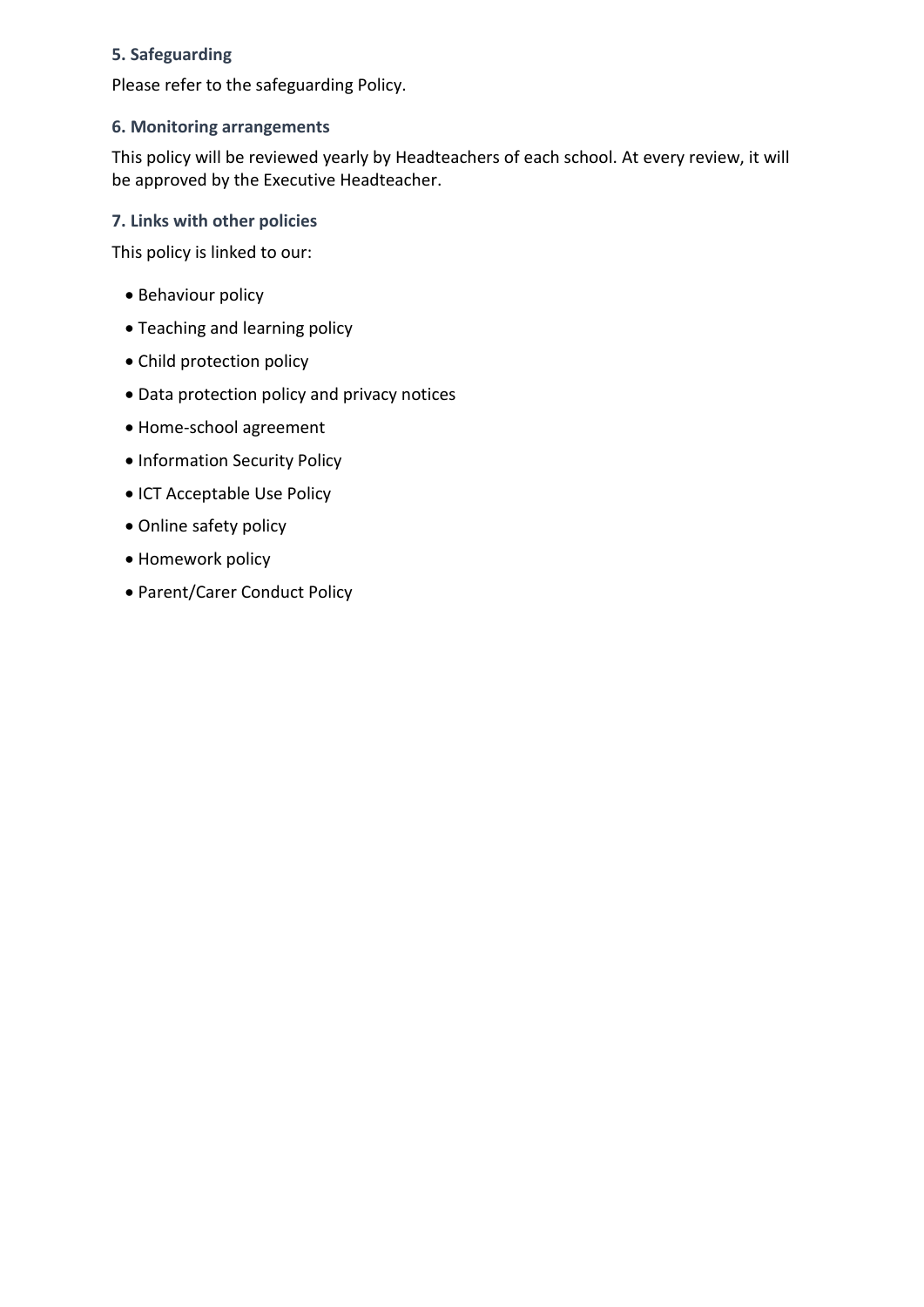### 5. Safeguarding

Please refer to the safeguarding Policy.

### 6. Monitoring arrangements

This policy will be reviewed yearly by Headteachers of each school. At every review, it will be approved by the Executive Headteacher.

### 7. Links with other policies

This policy is linked to our:

- Behaviour policy
- Teaching and learning policy
- Child protection policy
- Data protection policy and privacy notices
- Home-school agreement
- Information Security Policy
- ICT Acceptable Use Policy
- Online safety policy
- Homework policy
- Parent/Carer Conduct Policy